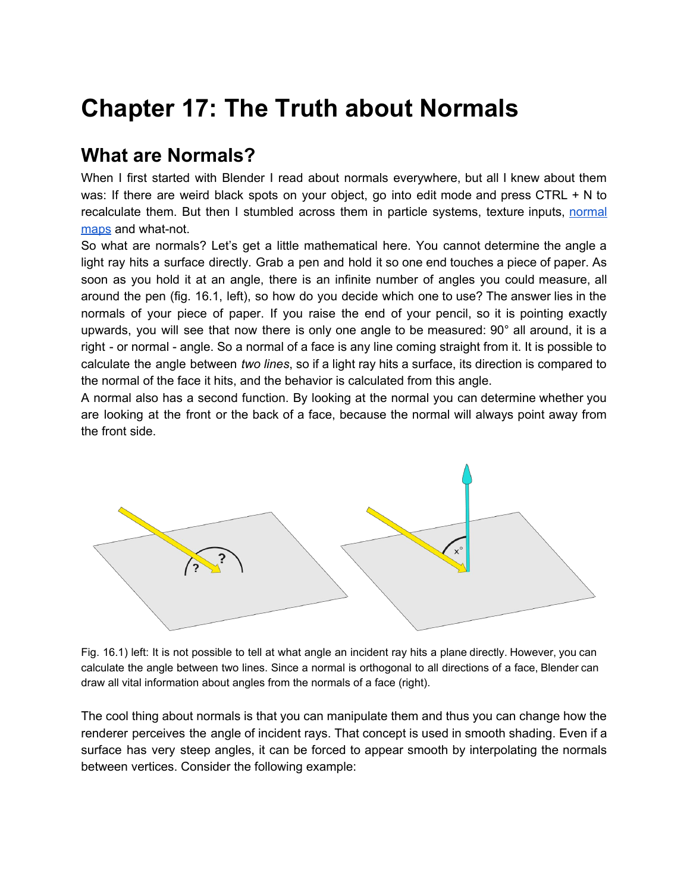# Chapter 17: The Truth about Normals

## What are Normals?

When I first started with Blender I read about normals everywhere, but all I knew about them was: If there are weird black spots on your object, go into edit mode and press CTRL + N to recalculate them. But then I stumbled across them in particle systems, texture inputs, normal maps and what-not.

So what are normals? Let's get a little mathematical here. You cannot determine the angle a light ray hits a surface directly. Grab a pen and hold it so one end touches a piece of paper. As soon as you hold it at an angle, there is an infinite number of angles you could measure, all around the pen (fig. 16.1, left), so how do you decide which one to use? The answer lies in the normals of your piece of paper. If you raise the end of your pencil, so it is pointing exactly upwards, you will see that now there is only one angle to be measured: 90° all around, it is a right - or normal - angle. So a normal of a face is any line coming straight from it. It is possible to calculate the angle between *two lines*, so if a light ray hits a surface, its direction is compared to the normal of the face it hits, and the behavior is calculated from this angle.

A normal also has a second function. By looking at the normal you can determine whether you are looking at the front or the back of a face, because the normal will always point away from the front side.

?

?

x°

Fig. 16.1) left: It is not possible to tell at what angle an incident ray hits a plane directly. However, you can calculate the angle between two lines. Since a normal is orthogonal to all directions of a face, Blender can draw all vital information about angles from the normals of a face (right).

The cool thing about normals is that you can manipulate them and thus you can change how the renderer perceives the angle of incident rays. That concept is used in smooth shading. Even if a surface has very steep angles, it can be forced to appear smooth by interpolating the normals between vertices. Consider the following example: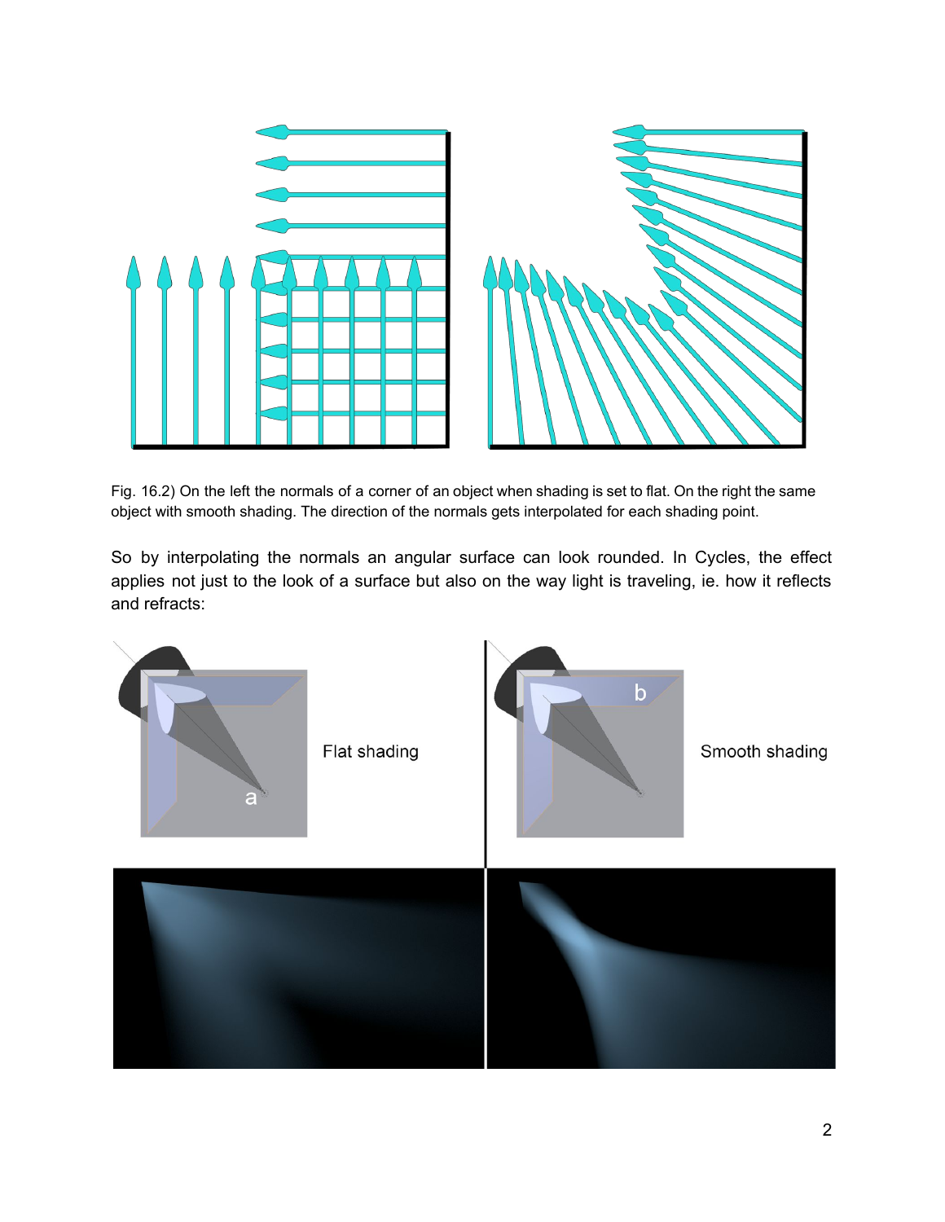Fig. 16.2) On the left the normals of a corner of an object when shading is set to flat. On the right the same object with smooth shading. The direction of the normals gets interpolated for each shading point.

So by interpolating the normals an angular surface can look rounded. In Cycles, the effect applies not just to the look of a surface but also on the way light is traveling, ie. how it reflects and refracts: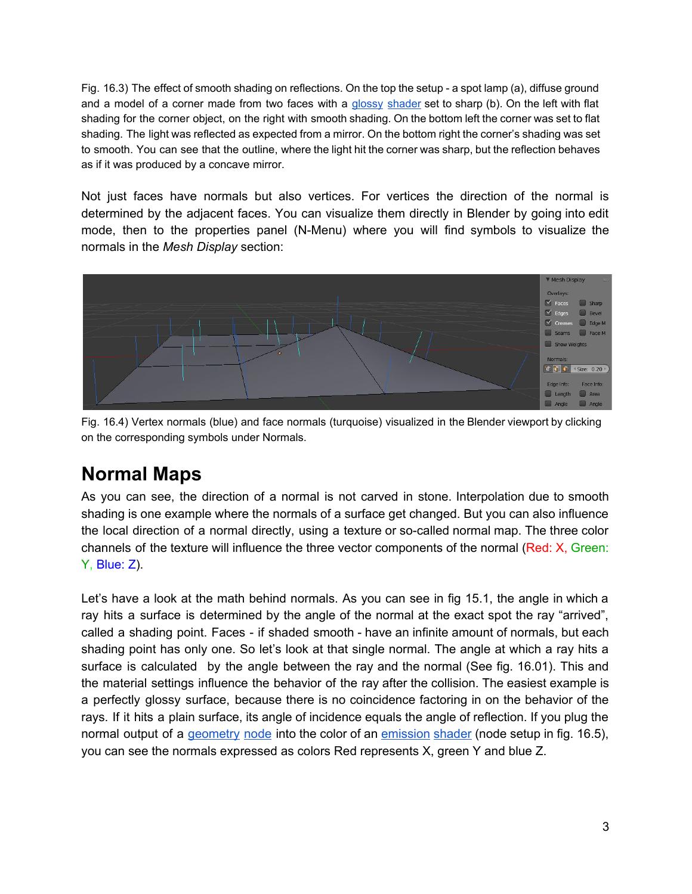Fig. 16.3) The effect of smooth shading on reflections. On the top the setup - a spot lamp (a), diffuse ground and a model of a corner made from two faces with a glossy shader set to sharp (b). On the left with flat shading for the corner object, on the right with smooth shading. On the bottom left the corner was set to flat shading. The light was reflected as expected from a mirror. On the bottom right the corner's shading was set to smooth. You can see that the outline, where the light hit the corner was sharp, but the reflection behaves as if it was produced by a concave mirror.

Not just faces have normals but also vertices. For vertices the direction of the normal is determined by the adjacent faces. You can visualize them directly in Blender by going into edit mode, then to the properties panel (N-Menu) where you will find symbols to visualize the normals in the *Mesh Display* section:

Fig. 16.4) Vertex normals (blue) and face normals (turquoise) visualized in the Blender viewport by clicking on the corresponding symbols under Normals.

## Normal Maps

As you can see, the direction of a normal is not carved in stone. Interpolation due to smooth shading is one example where the normals of a surface get changed. But you can also influence the local direction of a normal directly, using a texture or so-called normal map. The three color channels of the texture will influence the three vector components of the normal (Red: X, Green: Y, Blue: Z).

Let's have a look at the math behind normals. As you can see in fig 15.1, the angle in which a ray hits a surface is determined by the angle of the normal at the exact spot the ray "arrived", called a shading point. Faces - if shaded smooth - have an infinite amount of normals, but each shading point has only one. So let's look at that single normal. The angle at which a ray hits a surface is calculated by the angle between the ray and the normal (See fig. 16.01). This and the material settings influence the behavior of the ray after the collision. The easiest example is a perfectly glossy surface, because there is no coincidence factoring in on the behavior of the rays. If it hits a plain surface, its angle of incidence equals the angle of reflection. If you plug the normal output of a geometry node into the color of an emission shader (node setup in fig. 16.5), you can see the normals expressed as colors Red represents X, green Y and blue Z.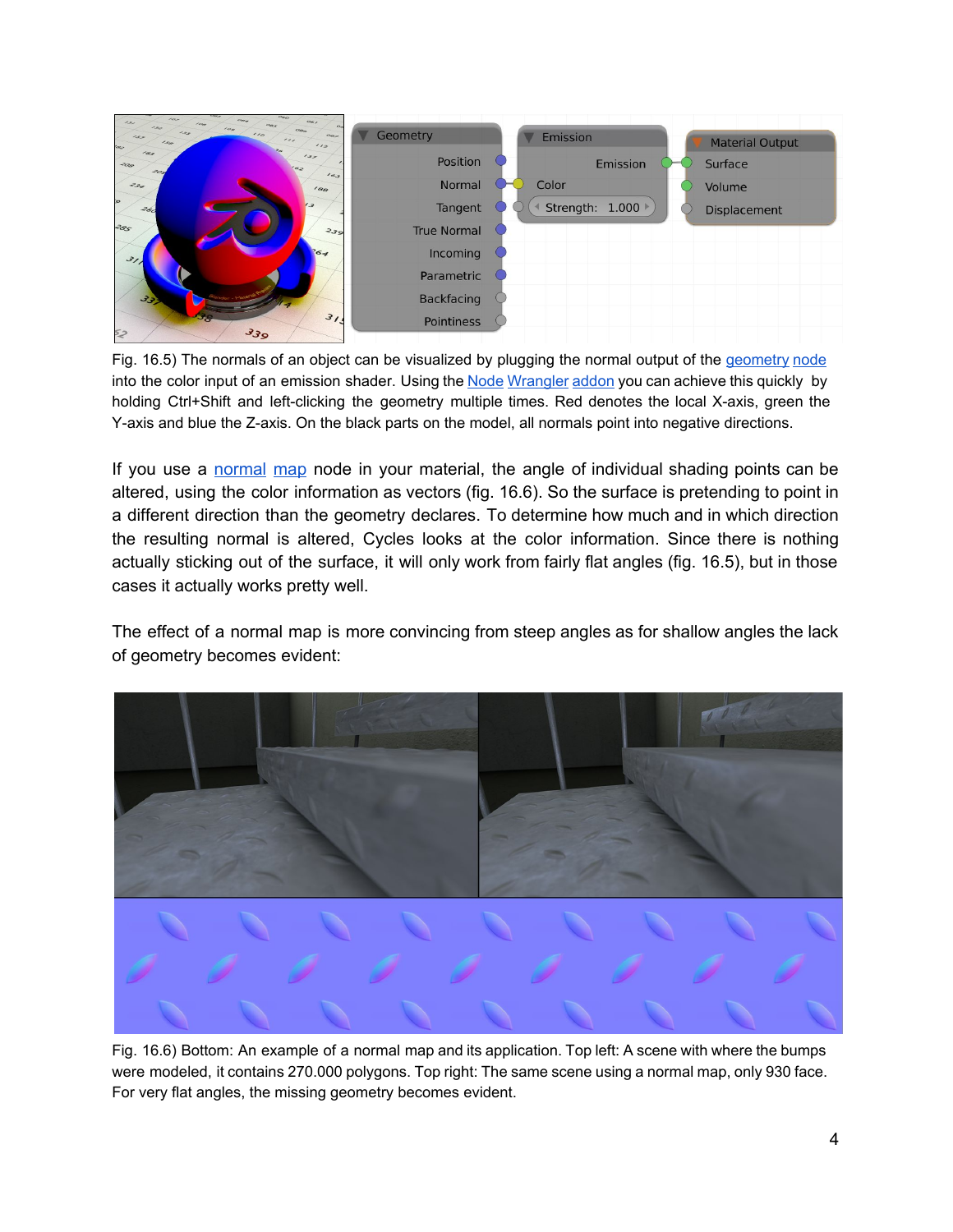Fig. 16.5) The normals of an object can be visualized by plugging the normal output of the geometry node into the color input of an emission shader. Using the Node Wrangler addon you can achieve this quickly by holding Ctrl+Shift and left-clicking the geometry multiple times. Red denotes the local X-axis, green the Y-axis and blue the Z-axis. On the black parts on the model, all normals point into negative directions.

If you use a normal map node in your material, the angle of individual shading points can be altered, using the color information as vectors (fig. 16.6). So the surface is pretending to point in a different direction than the geometry declares. To determine how much and in which direction the resulting normal is altered, Cycles looks at the color information. Since there is nothing actually sticking out of the surface, it will only work from fairly flat angles (fig. 16.5), but in those cases it actually works pretty well.

The effect of a normal map is more convincing from steep angles as for shallow angles the lack of geometry becomes evident:

Fig. 16.6) Bottom: An example of a normal map and its application. Top left: A scene with where the bumps were modeled, it contains 270.000 polygons. Top right: The same scene using a normal map, only 930 face. For very flat angles, the missing geometry becomes evident.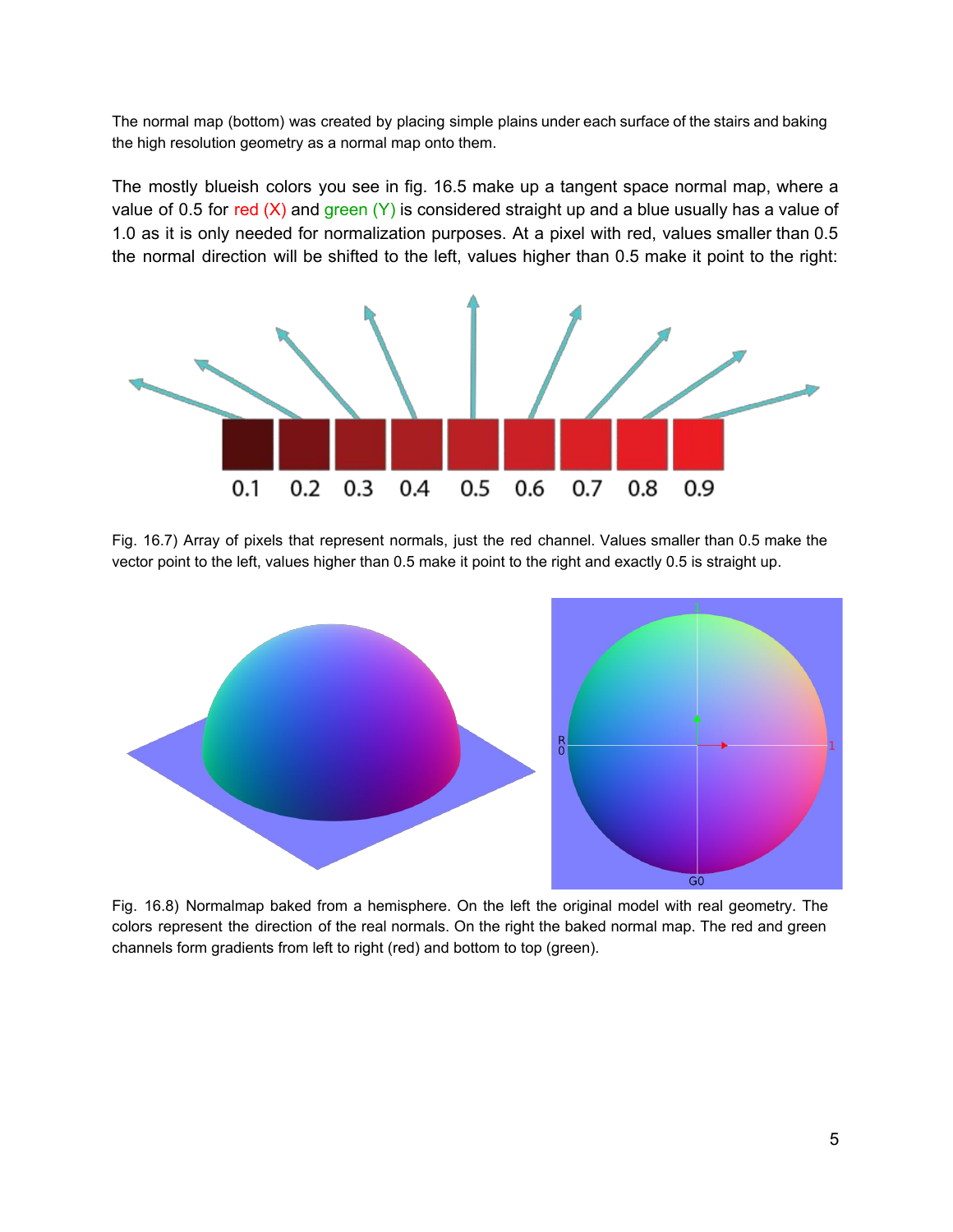The normal map (bottom) was created by placing simple plains under each surface of the stairs and baking the high resolution geometry as a normal map onto them.

The mostly blueish colors you see in fig. 16.5 make up a tangent space normal map, where a value of 0.5 for red (X) and green (Y) is considered straight up and a blue usually has a value of 1.0 as it is only needed for normalization purposes. At a pixel with red, values smaller than 0.5 the normal direction will be shifted to the left, values higher than 0.5 make it point to the right:

Fig. 16.7) Array of pixels that represent normals, just the red channel. Values smaller than 0.5 make the vector point to the left, values higher than 0.5 make it point to the right and exactly 0.5 is straight up.

Fig. 16.8) Normalmap baked from a hemisphere. On the left the original model with real geometry. The colors represent the direction of the real normals. On the right the baked normal map. The red and green channels form gradients from left to right (red) and bottom to top (green).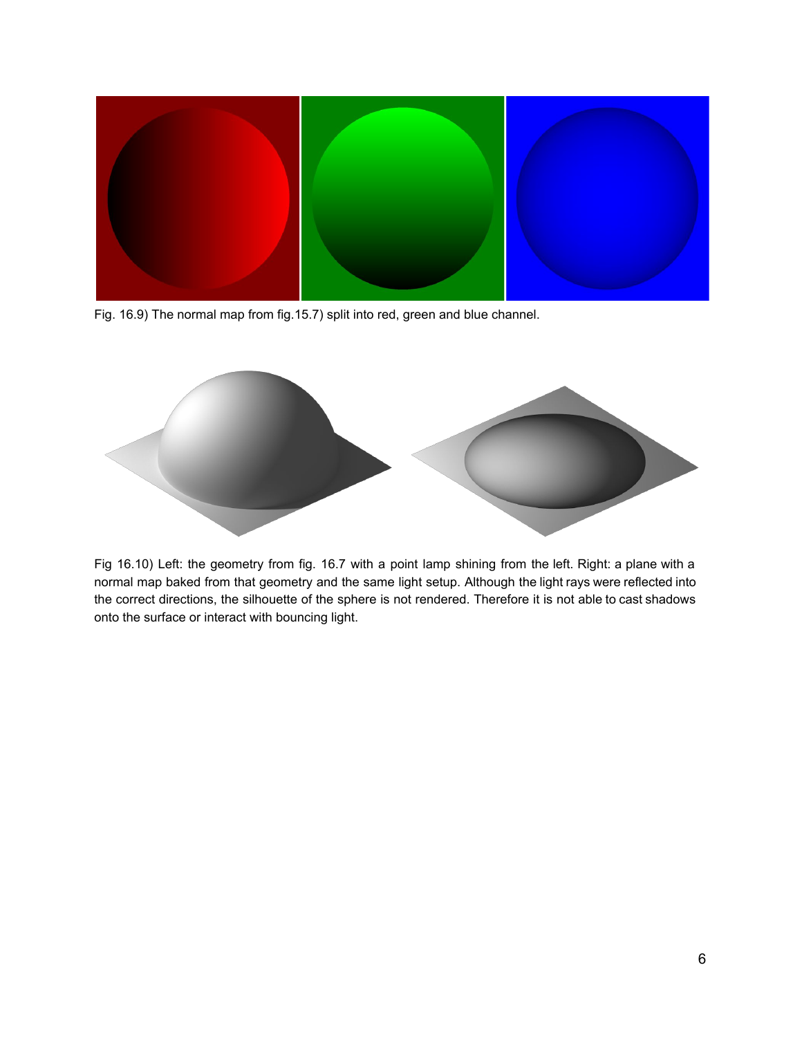Fig. 16.9) The normal map from fig.15.7) split into red, green and blue channel.

Fig 16.10) Left: the geometry from fig. 16.7 with a point lamp shining from the left. Right: a plane with a normal map baked from that geometry and the same light setup. Although the light rays were reflected into the correct directions, the silhouette of the sphere is not rendered. Therefore it is not able to cast shadows onto the surface or interact with bouncing light.